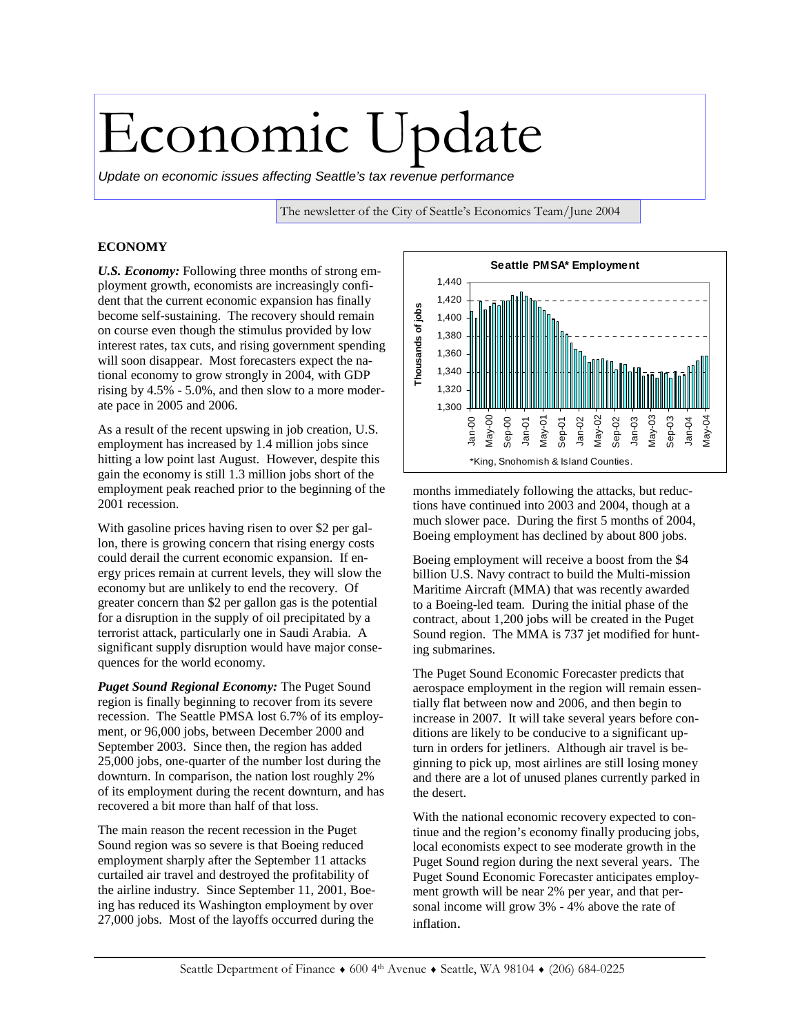# Economic Update

*Update on economic issues affecting Seattle's tax revenue performance*

The newsletter of the City of Seattle's Economics Team/June 2004

**ECONOMY**

***U.S. Economy:*** Following three months of strong employment growth, economists are increasingly confident that the current economic expansion has finally become self-sustaining. The recovery should remain on course even though the stimulus provided by low interest rates, tax cuts, and rising government spending will soon disappear. Most forecasters expect the national economy to grow strongly in 2004, with GDP rising by 4.5% - 5.0%, and then slow to a more moderate pace in 2005 and 2006.

As a result of the recent upswing in job creation, U.S. employment has increased by 1.4 million jobs since hitting a low point last August. However, despite this gain the economy is still 1.3 million jobs short of the employment peak reached prior to the beginning of the 2001 recession.

With gasoline prices having risen to over $2 per gallon, there is growing concern that rising energy costs could derail the current economic expansion. If energy prices remain at current levels, they will slow the economy but are unlikely to end the recovery. Of greater concern than $2 per gallon gas is the potential for a disruption in the supply of oil precipitated by a terrorist attack, particularly one in Saudi Arabia. A significant supply disruption would have major consequences for the world economy.

***Puget Sound Regional Economy:*** The Puget Sound region is finally beginning to recover from its severe recession. The Seattle PMSA lost 6.7% of its employment, or 96,000 jobs, between December 2000 and September 2003. Since then, the region has added 25,000 jobs, one-quarter of the number lost during the downturn. In comparison, the nation lost roughly 2% of its employment during the recent downturn, and has recovered a bit more than half of that loss.

The main reason the recent recession in the Puget Sound region was so severe is that Boeing reduced employment sharply after the September 11 attacks curtailed air travel and destroyed the profitability of the airline industry. Since September 11, 2001, Boeing has reduced its Washington employment by over 27,000 jobs. Most of the layoffs occurred during the months immediately following the attacks, but reductions have continued into 2003 and 2004, though at a much slower pace. During the first 5 months of 2004, Boeing employment has declined by about 800 jobs.

**Seattle PMSA\* Employment**

\*King, Snohomish & Island Counties.

Boeing employment will receive a boost from the $4 billion U.S. Navy contract to build the Multi-mission Maritime Aircraft (MMA) that was recently awarded to a Boeing-led team. During the initial phase of the contract, about 1,200 jobs will be created in the Puget Sound region. The MMA is 737 jet modified for hunting submarines.

The Puget Sound Economic Forecaster predicts that aerospace employment in the region will remain essentially flat between now and 2006, and then begin to increase in 2007. It will take several years before conditions are likely to be conducive to a significant upturn in orders for jetliners. Although air travel is beginning to pick up, most airlines are still losing money and there are a lot of unused planes currently parked in the desert.

With the national economic recovery expected to continue and the region's economy finally producing jobs, local economists expect to see moderate growth in the Puget Sound region during the next several years. The Puget Sound Economic Forecaster anticipates employment growth will be near 2% per year, and that personal income will grow 3% - 4% above the rate of inflation.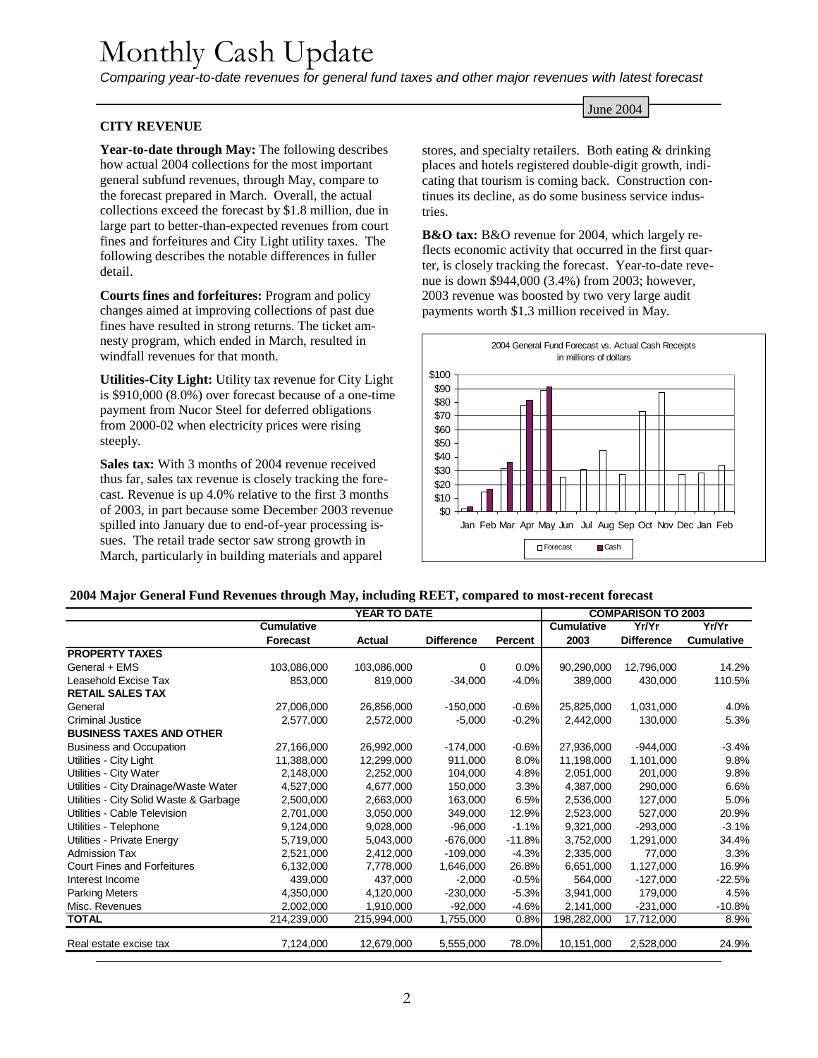# Monthly Cash Update

*Comparing year-to-date revenues for general fund taxes and other major revenues with latest forecast*

June 2004

**CITY REVENUE**

**Year-to-date through May:** The following describes how actual 2004 collections for the most important general subfund revenues, through May, compare to the forecast prepared in March. Overall, the actual collections exceed the forecast by $1.8 million, due in large part to better-than-expected revenues from court fines and forfeitures and City Light utility taxes. The following describes the notable differences in fuller detail.

**Courts fines and forfeitures:** Program and policy changes aimed at improving collections of past due fines have resulted in strong returns. The ticket amnesty program, which ended in March, resulted in windfall revenues for that month.

**Utilities-City Light:** Utility tax revenue for City Light is $910,000 (8.0%) over forecast because of a one-time payment from Nucor Steel for deferred obligations from 2000-02 when electricity prices were rising steeply.

**Sales tax:** With 3 months of 2004 revenue received thus far, sales tax revenue is closely tracking the forecast. Revenue is up 4.0% relative to the first 3 months of 2003, in part because some December 2003 revenue spilled into January due to end-of-year processing issues. The retail trade sector saw strong growth in March, particularly in building materials and apparel stores, and specialty retailers. Both eating & drinking places and hotels registered double-digit growth, indicating that tourism is coming back. Construction continues its decline, as do some business service industries.

**B&O tax:** B&O revenue for 2004, which largely reflects economic activity that occurred in the first quarter, is closely tracking the forecast. Year-to-date revenue is down $944,000 (3.4%) from 2003; however, 2003 revenue was boosted by two very large audit payments worth $1.3 million received in May.

2004 General Fund Forecast vs. Actual Cash Receipts
in millions of dollars

$100
$90
$80
$70
$60
$50
$40
$30
$20
$10
$0

Jan Feb Mar Apr May Jun Jul Aug Sep Oct Nov Dec Jan Feb

Forecast Cash

**2004 Major General Fund Revenues through May, including REET, compared to most-recent forecast**

| | YEAR TO DATE | | | | COMPARISON TO 2003 | | |
|---|---|---|---|---|---|---|---|
| | Cumulative Forecast | Actual | Difference | Percent | Cumulative 2003 | Yr/Yr Difference | Yr/Yr Cumulative |
| **PROPERTY TAXES** | | | | | | | |
| General + EMS | 103,086,000 | 103,086,000 | 0 | 0.0% | 90,290,000 | 12,796,000 | 14.2% |
| Leasehold Excise Tax | 853,000 | 819,000 | -34,000 | -4.0% | 389,000 | 430,000 | 110.5% |
| **RETAIL SALES TAX** | | | | | | | |
| General | 27,006,000 | 26,856,000 | -150,000 | -0.6% | 25,825,000 | 1,031,000 | 4.0% |
| Criminal Justice | 2,577,000 | 2,572,000 | -5,000 | -0.2% | 2,442,000 | 130,000 | 5.3% |
| **BUSINESS TAXES AND OTHER** | | | | | | | |
| Business and Occupation | 27,166,000 | 26,992,000 | -174,000 | -0.6% | 27,936,000 | -944,000 | -3.4% |
| Utilities - City Light | 11,388,000 | 12,299,000 | 911,000 | 8.0% | 11,198,000 | 1,101,000 | 9.8% |
| Utilities - City Water | 2,148,000 | 2,252,000 | 104,000 | 4.8% | 2,051,000 | 201,000 | 9.8% |
| Utilities - City Drainage/Waste Water | 4,527,000 | 4,677,000 | 150,000 | 3.3% | 4,387,000 | 290,000 | 6.6% |
| Utilities - City Solid Waste & Garbage | 2,500,000 | 2,663,000 | 163,000 | 6.5% | 2,536,000 | 127,000 | 5.0% |
| Utilities - Cable Television | 2,701,000 | 3,050,000 | 349,000 | 12.9% | 2,523,000 | 527,000 | 20.9% |
| Utilities - Telephone | 9,124,000 | 9,028,000 | -96,000 | -1.1% | 9,321,000 | -293,000 | -3.1% |
| Utilities - Private Energy | 5,719,000 | 5,043,000 | -676,000 | -11.8% | 3,752,000 | 1,291,000 | 34.4% |
| Admission Tax | 2,521,000 | 2,412,000 | -109,000 | -4.3% | 2,335,000 | 77,000 | 3.3% |
| Court Fines and Forfeitures | 6,132,000 | 7,778,000 | 1,646,000 | 26.8% | 6,651,000 | 1,127,000 | 16.9% |
| Interest Income | 439,000 | 437,000 | -2,000 | -0.5% | 564,000 | -127,000 | -22.5% |
| Parking Meters | 4,350,000 | 4,120,000 | -230,000 | -5.3% | 3,941,000 | 179,000 | 4.5% |
| Misc. Revenues | 2,002,000 | 1,910,000 | -92,000 | -4.6% | 2,141,000 | -231,000 | -10.8% |
| **TOTAL** | 214,239,000 | 215,994,000 | 1,755,000 | 0.8% | 198,282,000 | 17,712,000 | 8.9% |
| Real estate excise tax | 7,124,000 | 12,679,000 | 5,555,000 | 78.0% | 10,151,000 | 2,528,000 | 24.9% |